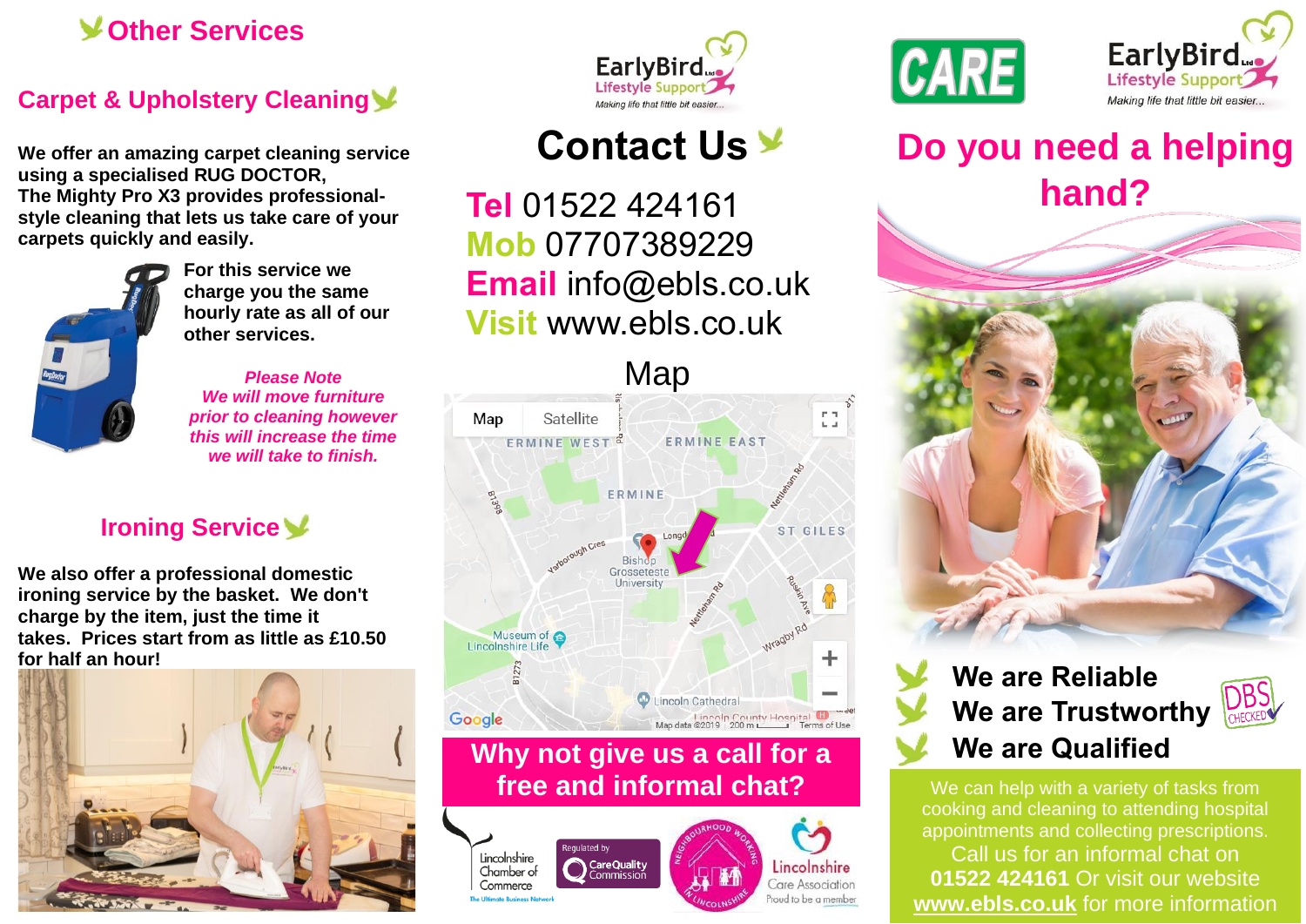## Other Services

### Carpet & Upholstery Cleaning

**We offer an amazing carpet cleaning service using a specialised RUG DOCTOR, The Mighty Pro X3 provides professional-style cleaning that lets us take care of your carpets quickly and easily.**

**For this service we charge you the same hourly rate as all of our other services.**

***Please Note We will move furniture prior to cleaning however this will increase the time we will take to finish.***

### Ironing Service

**We also offer a professional domestic ironing service by the basket. We don't charge by the item, just the time it takes. Prices start from as little as £10.50 for half an hour!**

EarlyBird Ltd Lifestyle Support
*Making life that little bit easier...*

# Contact Us

**Tel** 01522 424161
**Mob** 07707389229
**Email** info@ebls.co.uk
**Visit** www.ebls.co.uk

Map

**Why not give us a call for a free and informal chat?**

Lincolnshire Chamber of Commerce — The Ultimate Business Network
Regulated by Care Quality Commission
Neighbourhood Working Lincolnshire
Lincolnshire Care Association — Proud to be a member

CARE

EarlyBird Ltd Lifestyle Support
*Making life that little bit easier...*

# Do you need a helping hand?

- **We are Reliable**
- **We are Trustworthy**
- **We are Qualified**

DBS CHECKED

We can help with a variety of tasks from cooking and cleaning to attending hospital appointments and collecting prescriptions. Call us for an informal chat on **01522 424161** Or visit our website **www.ebls.co.uk** for more information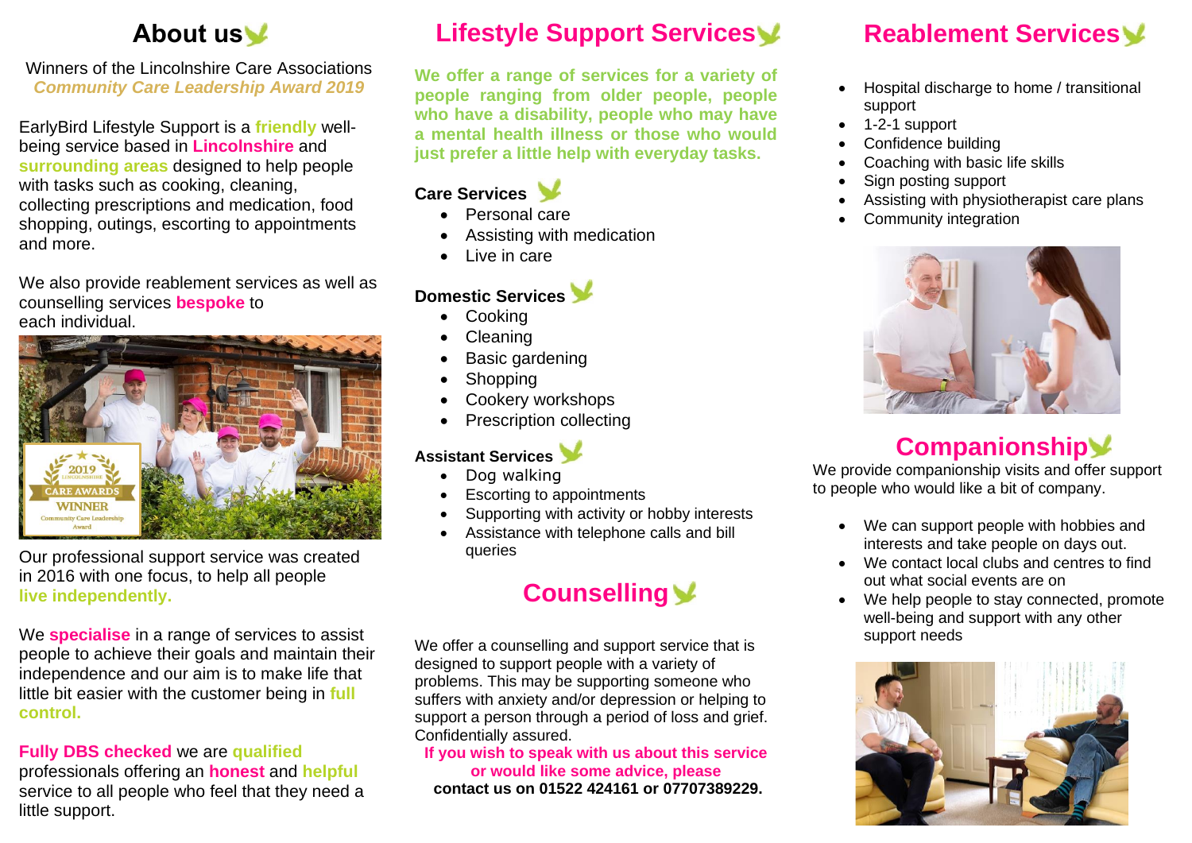# About us

Winners of the Lincolnshire Care Associations
*Community Care Leadership Award 2019*

EarlyBird Lifestyle Support is a **friendly** well-being service based in **Lincolnshire** and **surrounding areas** designed to help people with tasks such as cooking, cleaning, collecting prescriptions and medication, food shopping, outings, escorting to appointments and more.

We also provide reablement services as well as counselling services **bespoke** to each individual.

Our professional support service was created in 2016 with one focus, to help all people **live independently.**

We **specialise** in a range of services to assist people to achieve their goals and maintain their independence and our aim is to make life that little bit easier with the customer being in **full control.**

**Fully DBS checked** we are **qualified** professionals offering an **honest** and **helpful** service to all people who feel that they need a little support.

# Lifestyle Support Services

**We offer a range of services for a variety of people ranging from older people, people who have a disability, people who may have a mental health illness or those who would just prefer a little help with everyday tasks.**

### Care Services

- Personal care
- Assisting with medication
- Live in care

### Domestic Services

- Cooking
- Cleaning
- Basic gardening
- Shopping
- Cookery workshops
- Prescription collecting

### Assistant Services

- Dog walking
- Escorting to appointments
- Supporting with activity or hobby interests
- Assistance with telephone calls and bill queries

# Counselling

We offer a counselling and support service that is designed to support people with a variety of problems. This may be supporting someone who suffers with anxiety and/or depression or helping to support a person through a period of loss and grief. Confidentially assured.

**If you wish to speak with us about this service or would like some advice, please contact us on 01522 424161 or 07707389229.**

# Reablement Services

- Hospital discharge to home / transitional support
- 1-2-1 support
- Confidence building
- Coaching with basic life skills
- Sign posting support
- Assisting with physiotherapist care plans
- Community integration

# Companionship

We provide companionship visits and offer support to people who would like a bit of company.

- We can support people with hobbies and interests and take people on days out.
- We contact local clubs and centres to find out what social events are on
- We help people to stay connected, promote well-being and support with any other support needs